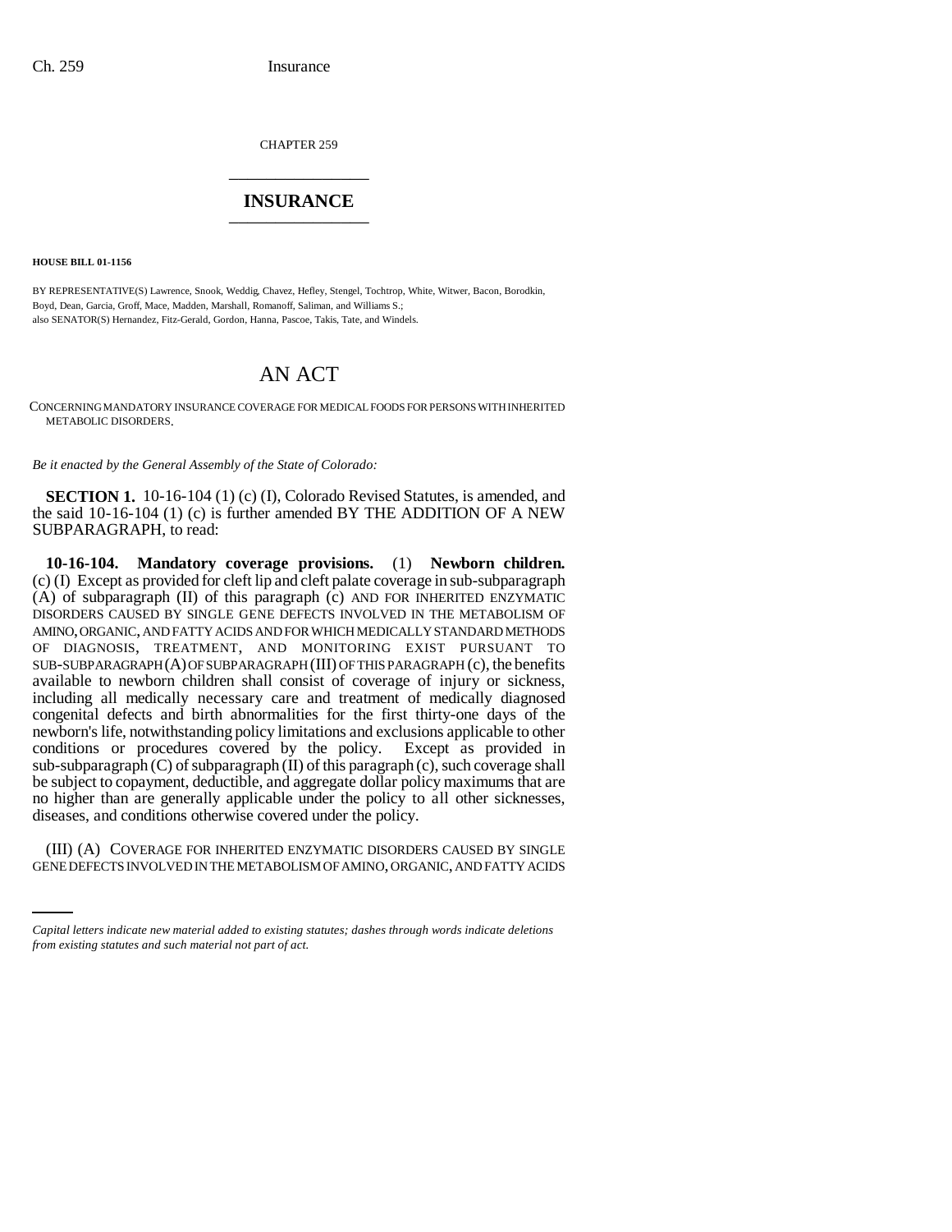CHAPTER 259

# INSURANCE

**HOUSE BILL 01-1156**

BY REPRESENTATIVE(S) Lawrence, Snook, Weddig, Chavez, Hefley, Stengel, Tochtrop, White, Witwer, Bacon, Borodkin, Boyd, Dean, Garcia, Groff, Mace, Madden, Marshall, Romanoff, Saliman, and Williams S.;
also SENATOR(S) Hernandez, Fitz-Gerald, Gordon, Hanna, Pascoe, Takis, Tate, and Windels.

# AN ACT

CONCERNING MANDATORY INSURANCE COVERAGE FOR MEDICAL FOODS FOR PERSONS WITH INHERITED METABOLIC DISORDERS.

*Be it enacted by the General Assembly of the State of Colorado:*

**SECTION 1.** 10-16-104 (1) (c) (I), Colorado Revised Statutes, is amended, and the said 10-16-104 (1) (c) is further amended BY THE ADDITION OF A NEW SUBPARAGRAPH, to read:

**10-16-104. Mandatory coverage provisions.** (1) **Newborn children.** (c) (I) Except as provided for cleft lip and cleft palate coverage in sub-subparagraph (A) of subparagraph (II) of this paragraph (c) AND FOR INHERITED ENZYMATIC DISORDERS CAUSED BY SINGLE GENE DEFECTS INVOLVED IN THE METABOLISM OF AMINO, ORGANIC, AND FATTY ACIDS AND FOR WHICH MEDICALLY STANDARD METHODS OF DIAGNOSIS, TREATMENT, AND MONITORING EXIST PURSUANT TO SUB-SUBPARAGRAPH (A) OF SUBPARAGRAPH (III) OF THIS PARAGRAPH (c), the benefits available to newborn children shall consist of coverage of injury or sickness, including all medically necessary care and treatment of medically diagnosed congenital defects and birth abnormalities for the first thirty-one days of the newborn's life, notwithstanding policy limitations and exclusions applicable to other conditions or procedures covered by the policy. Except as provided in sub-subparagraph (C) of subparagraph (II) of this paragraph (c), such coverage shall be subject to copayment, deductible, and aggregate dollar policy maximums that are no higher than are generally applicable under the policy to all other sicknesses, diseases, and conditions otherwise covered under the policy.

(III) (A) COVERAGE FOR INHERITED ENZYMATIC DISORDERS CAUSED BY SINGLE GENE DEFECTS INVOLVED IN THE METABOLISM OF AMINO, ORGANIC, AND FATTY ACIDS

*Capital letters indicate new material added to existing statutes; dashes through words indicate deletions from existing statutes and such material not part of act.*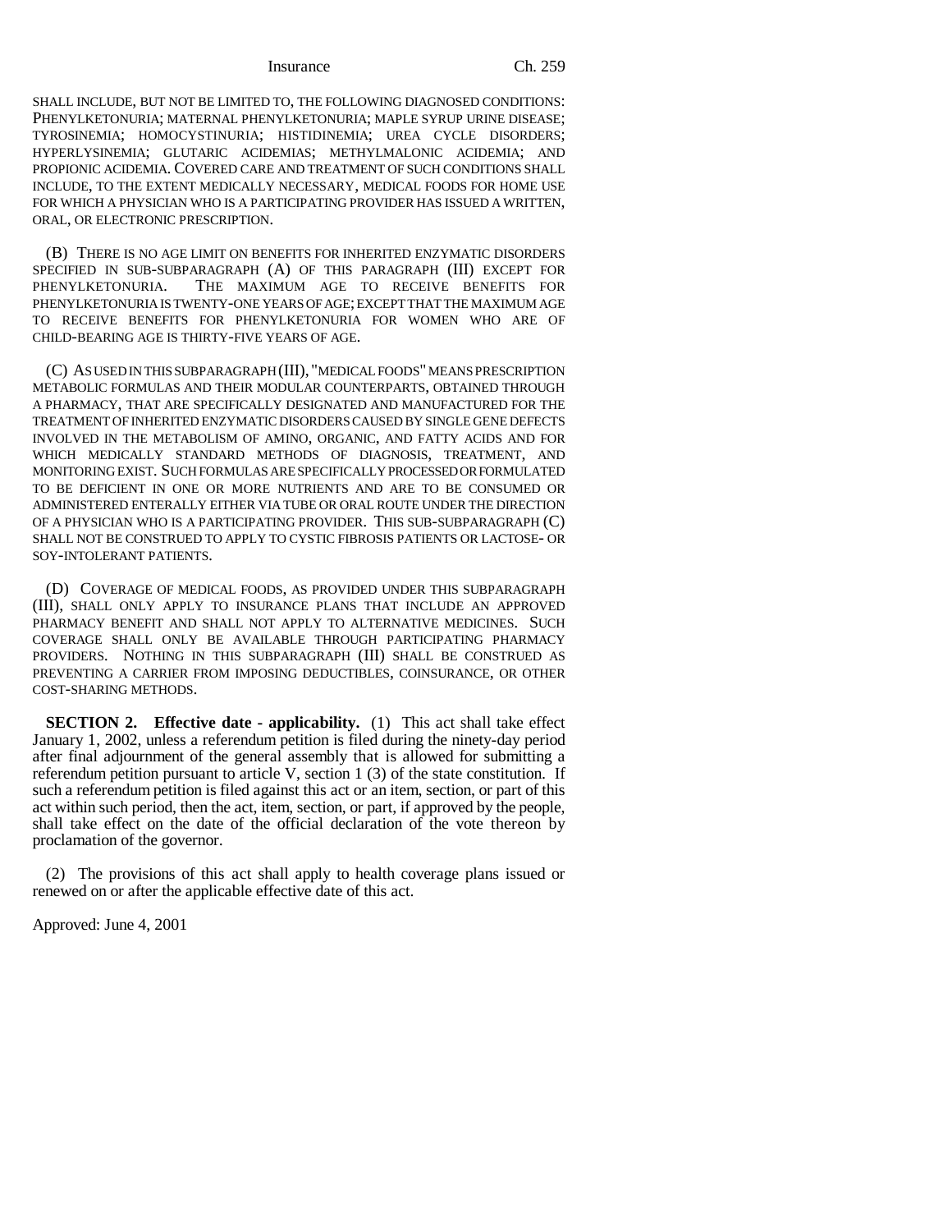SHALL INCLUDE, BUT NOT BE LIMITED TO, THE FOLLOWING DIAGNOSED CONDITIONS: PHENYLKETONURIA; MATERNAL PHENYLKETONURIA; MAPLE SYRUP URINE DISEASE; TYROSINEMIA; HOMOCYSTINURIA; HISTIDINEMIA; UREA CYCLE DISORDERS; HYPERLYSINEMIA; GLUTARIC ACIDEMIAS; METHYLMALONIC ACIDEMIA; AND PROPIONIC ACIDEMIA. COVERED CARE AND TREATMENT OF SUCH CONDITIONS SHALL INCLUDE, TO THE EXTENT MEDICALLY NECESSARY, MEDICAL FOODS FOR HOME USE FOR WHICH A PHYSICIAN WHO IS A PARTICIPATING PROVIDER HAS ISSUED A WRITTEN, ORAL, OR ELECTRONIC PRESCRIPTION.

(B) THERE IS NO AGE LIMIT ON BENEFITS FOR INHERITED ENZYMATIC DISORDERS SPECIFIED IN SUB-SUBPARAGRAPH (A) OF THIS PARAGRAPH (III) EXCEPT FOR PHENYLKETONURIA. THE MAXIMUM AGE TO RECEIVE BENEFITS FOR PHENYLKETONURIA IS TWENTY-ONE YEARS OF AGE; EXCEPT THAT THE MAXIMUM AGE TO RECEIVE BENEFITS FOR PHENYLKETONURIA FOR WOMEN WHO ARE OF CHILD-BEARING AGE IS THIRTY-FIVE YEARS OF AGE.

(C) AS USED IN THIS SUBPARAGRAPH (III), "MEDICAL FOODS" MEANS PRESCRIPTION METABOLIC FORMULAS AND THEIR MODULAR COUNTERPARTS, OBTAINED THROUGH A PHARMACY, THAT ARE SPECIFICALLY DESIGNATED AND MANUFACTURED FOR THE TREATMENT OF INHERITED ENZYMATIC DISORDERS CAUSED BY SINGLE GENE DEFECTS INVOLVED IN THE METABOLISM OF AMINO, ORGANIC, AND FATTY ACIDS AND FOR WHICH MEDICALLY STANDARD METHODS OF DIAGNOSIS, TREATMENT, AND MONITORING EXIST. SUCH FORMULAS ARE SPECIFICALLY PROCESSED OR FORMULATED TO BE DEFICIENT IN ONE OR MORE NUTRIENTS AND ARE TO BE CONSUMED OR ADMINISTERED ENTERALLY EITHER VIA TUBE OR ORAL ROUTE UNDER THE DIRECTION OF A PHYSICIAN WHO IS A PARTICIPATING PROVIDER. THIS SUB-SUBPARAGRAPH (C) SHALL NOT BE CONSTRUED TO APPLY TO CYSTIC FIBROSIS PATIENTS OR LACTOSE- OR SOY-INTOLERANT PATIENTS.

(D) COVERAGE OF MEDICAL FOODS, AS PROVIDED UNDER THIS SUBPARAGRAPH (III), SHALL ONLY APPLY TO INSURANCE PLANS THAT INCLUDE AN APPROVED PHARMACY BENEFIT AND SHALL NOT APPLY TO ALTERNATIVE MEDICINES. SUCH COVERAGE SHALL ONLY BE AVAILABLE THROUGH PARTICIPATING PHARMACY PROVIDERS. NOTHING IN THIS SUBPARAGRAPH (III) SHALL BE CONSTRUED AS PREVENTING A CARRIER FROM IMPOSING DEDUCTIBLES, COINSURANCE, OR OTHER COST-SHARING METHODS.

**SECTION 2. Effective date - applicability.** (1) This act shall take effect January 1, 2002, unless a referendum petition is filed during the ninety-day period after final adjournment of the general assembly that is allowed for submitting a referendum petition pursuant to article V, section 1 (3) of the state constitution. If such a referendum petition is filed against this act or an item, section, or part of this act within such period, then the act, item, section, or part, if approved by the people, shall take effect on the date of the official declaration of the vote thereon by proclamation of the governor.

(2) The provisions of this act shall apply to health coverage plans issued or renewed on or after the applicable effective date of this act.

Approved: June 4, 2001